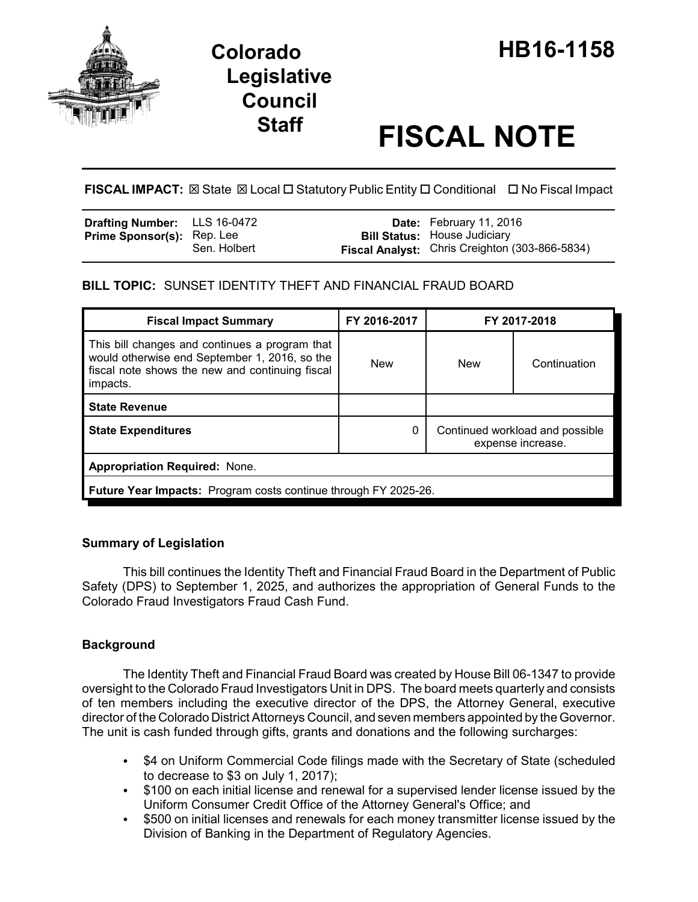# Colorado Legislative Council Staff

# HB16-1158

# FISCAL NOTE

**FISCAL IMPACT:** ☒ State ☒ Local ☐ Statutory Public Entity ☐ Conditional ☐ No Fiscal Impact

| | | | |
|---|---|---|---|
| **Drafting Number:** | LLS 16-0472 | **Date:** | February 11, 2016 |
| **Prime Sponsor(s):** | Rep. Lee<br>Sen. Holbert | **Bill Status:** | House Judiciary |
| | | **Fiscal Analyst:** | Chris Creighton (303-866-5834) |

**BILL TOPIC:** SUNSET IDENTITY THEFT AND FINANCIAL FRAUD BOARD

| Fiscal Impact Summary | FY 2016-2017 | FY 2017-2018 | |
|---|---|---|---|
| This bill changes and continues a program that would otherwise end September 1, 2016, so the fiscal note shows the new and continuing fiscal impacts. | New | New | Continuation |
| **State Revenue** | | | |
| **State Expenditures** | 0 | Continued workload and possible expense increase. | |
| **Appropriation Required:** None. | | | |
| **Future Year Impacts:** Program costs continue through FY 2025-26. | | | |

### Summary of Legislation

This bill continues the Identity Theft and Financial Fraud Board in the Department of Public Safety (DPS) to September 1, 2025, and authorizes the appropriation of General Funds to the Colorado Fraud Investigators Fraud Cash Fund.

### Background

The Identity Theft and Financial Fraud Board was created by House Bill 06-1347 to provide oversight to the Colorado Fraud Investigators Unit in DPS. The board meets quarterly and consists of ten members including the executive director of the DPS, the Attorney General, executive director of the Colorado District Attorneys Council, and seven members appointed by the Governor. The unit is cash funded through gifts, grants and donations and the following surcharges:

- $4 on Uniform Commercial Code filings made with the Secretary of State (scheduled to decrease to $3 on July 1, 2017);
- $100 on each initial license and renewal for a supervised lender license issued by the Uniform Consumer Credit Office of the Attorney General's Office; and
- $500 on initial licenses and renewals for each money transmitter license issued by the Division of Banking in the Department of Regulatory Agencies.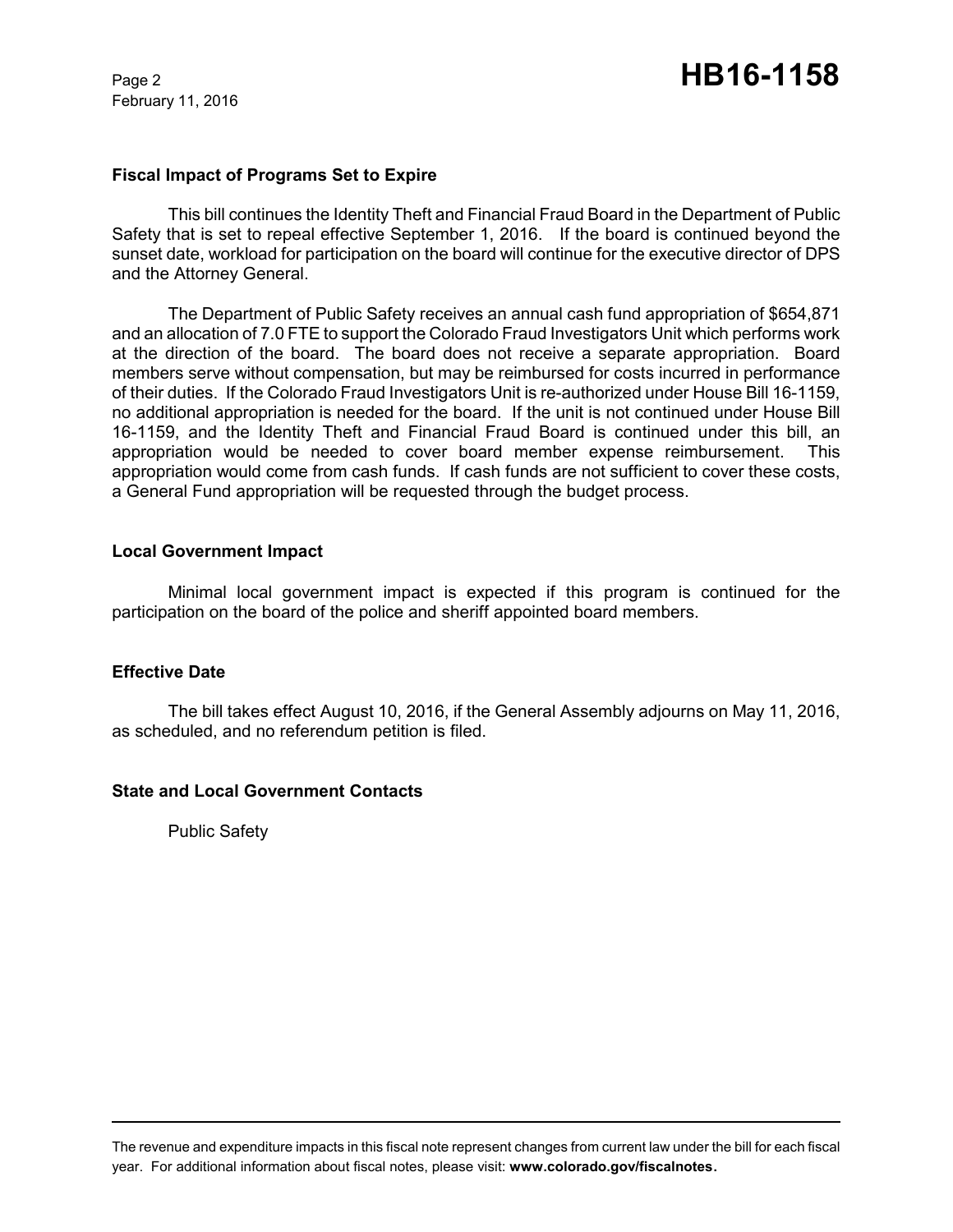**Fiscal Impact of Programs Set to Expire**

This bill continues the Identity Theft and Financial Fraud Board in the Department of Public Safety that is set to repeal effective September 1, 2016. If the board is continued beyond the sunset date, workload for participation on the board will continue for the executive director of DPS and the Attorney General.

The Department of Public Safety receives an annual cash fund appropriation of $654,871 and an allocation of 7.0 FTE to support the Colorado Fraud Investigators Unit which performs work at the direction of the board. The board does not receive a separate appropriation. Board members serve without compensation, but may be reimbursed for costs incurred in performance of their duties. If the Colorado Fraud Investigators Unit is re-authorized under House Bill 16-1159, no additional appropriation is needed for the board. If the unit is not continued under House Bill 16-1159, and the Identity Theft and Financial Fraud Board is continued under this bill, an appropriation would be needed to cover board member expense reimbursement. This appropriation would come from cash funds. If cash funds are not sufficient to cover these costs, a General Fund appropriation will be requested through the budget process.

**Local Government Impact**

Minimal local government impact is expected if this program is continued for the participation on the board of the police and sheriff appointed board members.

**Effective Date**

The bill takes effect August 10, 2016, if the General Assembly adjourns on May 11, 2016, as scheduled, and no referendum petition is filed.

**State and Local Government Contacts**

Public Safety

The revenue and expenditure impacts in this fiscal note represent changes from current law under the bill for each fiscal year. For additional information about fiscal notes, please visit: **www.colorado.gov/fiscalnotes.**